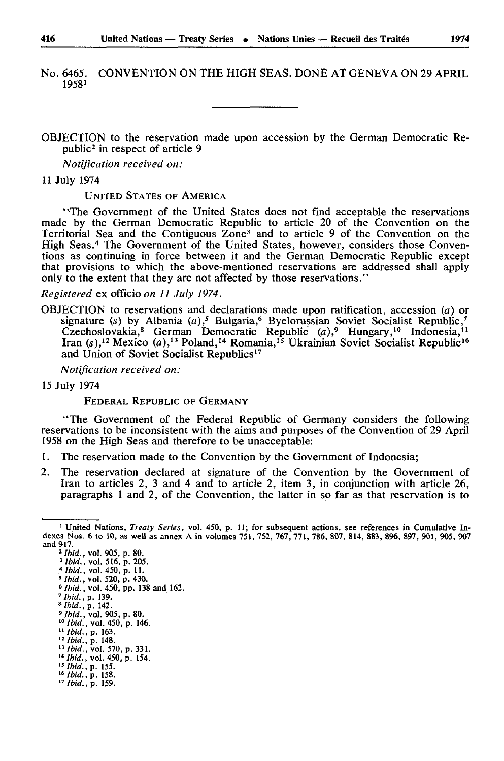No. 6465. CONVENTION ON THE HIGH SEAS. DONE AT GENEVA ON 29 APRIL 1958[1]

---

OBJECTION to the reservation made upon accession by the German Democratic Republic[2] in respect of article 9

*Notification received on:*

11 July 1974

UNITED STATES OF AMERICA

"The Government of the United States does not find acceptable the reservations made by the German Democratic Republic to article 20 of the Convention on the Territorial Sea and the Contiguous Zone[3] and to article 9 of the Convention on the High Seas.[4] The Government of the United States, however, considers those Conventions as continuing in force between it and the German Democratic Republic except that provisions to which the above-mentioned reservations are addressed shall apply only to the extent that they are not affected by those reservations."

*Registered* ex officio *on 11 July 1974.*

OBJECTION to reservations and declarations made upon ratification, accession (*a*) or signature (*s*) by Albania (*a*),[5] Bulgaria,[6] Byelorussian Soviet Socialist Republic,[7] Czechoslovakia,[8] German Democratic Republic (*a*),[9] Hungary,[10] Indonesia,[11] Iran (*s*),[12] Mexico (*a*),[13] Poland,[14] Romania,[15] Ukrainian Soviet Socialist Republic[16] and Union of Soviet Socialist Republics[17]

*Notification received on:*

15 July 1974

FEDERAL REPUBLIC OF GERMANY

"The Government of the Federal Republic of Germany considers the following reservations to be inconsistent with the aims and purposes of the Convention of 29 April 1958 on the High Seas and therefore to be unacceptable:

1. The reservation made to the Convention by the Government of Indonesia;
2. The reservation declared at signature of the Convention by the Government of Iran to articles 2, 3 and 4 and to article 2, item 3, in conjunction with article 26, paragraphs 1 and 2, of the Convention, the latter in so far as that reservation is to

---

[1] United Nations, *Treaty Series*, vol. 450, p. 11; for subsequent actions, see references in Cumulative Indexes Nos. 6 to 10, as well as annex A in volumes 751, 752, 767, 771, 786, 807, 814, 883, 896, 897, 901, 905, 907 and 917.

[2] *Ibid.*, vol. 905, p. 80.

[3] *Ibid.*, vol. 516, p. 205.

[4] *Ibid.*, vol. 450, p. 11.

[5] *Ibid.*, vol. 520, p. 430.

[6] *Ibid.*, vol. 450, pp. 138 and 162.

[7] *Ibid.*, p. 139.

[8] *Ibid.*, p. 142.

[9] *Ibid.*, vol. 905, p. 80.

[10] *Ibid.*, vol. 450, p. 146.

[11] *Ibid.*, p. 163.

[12] *Ibid.*, p. 148.

[13] *Ibid.*, vol. 570, p. 331.

[14] *Ibid.*, vol. 450, p. 154.

[15] *Ibid.*, p. 155.

[16] *Ibid.*, p. 158.

[17] *Ibid.*, p. 159.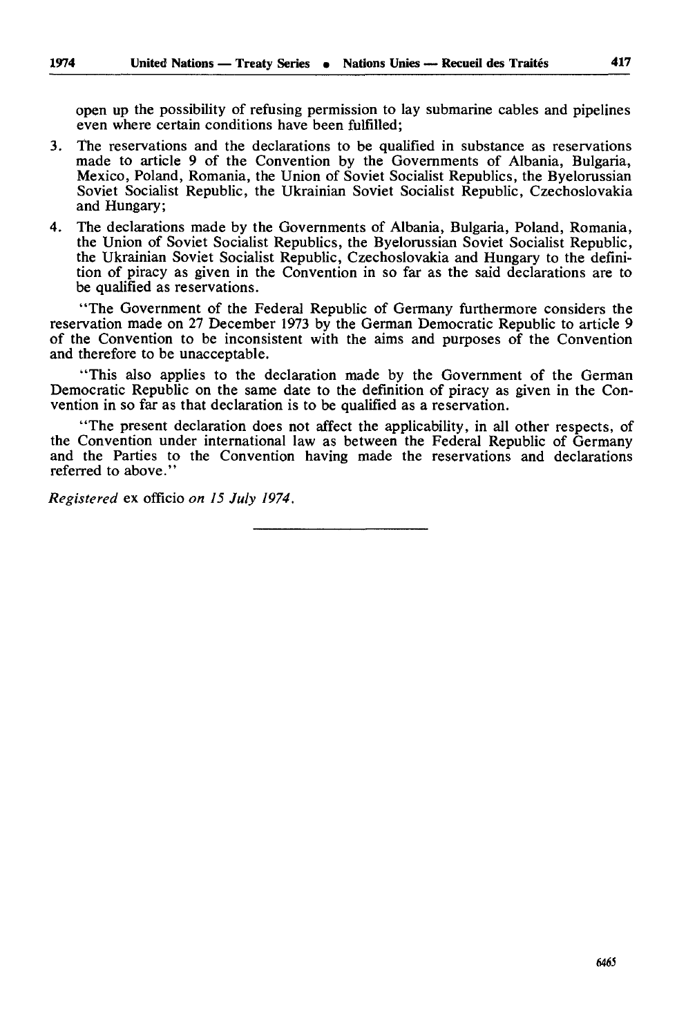open up the possibility of refusing permission to lay submarine cables and pipelines even where certain conditions have been fulfilled;

3. The reservations and the declarations to be qualified in substance as reservations made to article 9 of the Convention by the Governments of Albania, Bulgaria, Mexico, Poland, Romania, the Union of Soviet Socialist Republics, the Byelorussian Soviet Socialist Republic, the Ukrainian Soviet Socialist Republic, Czechoslovakia and Hungary;
4. The declarations made by the Governments of Albania, Bulgaria, Poland, Romania, the Union of Soviet Socialist Republics, the Byelorussian Soviet Socialist Republic, the Ukrainian Soviet Socialist Republic, Czechoslovakia and Hungary to the definition of piracy as given in the Convention in so far as the said declarations are to be qualified as reservations.

"The Government of the Federal Republic of Germany furthermore considers the reservation made on 27 December 1973 by the German Democratic Republic to article 9 of the Convention to be inconsistent with the aims and purposes of the Convention and therefore to be unacceptable.

"This also applies to the declaration made by the Government of the German Democratic Republic on the same date to the definition of piracy as given in the Convention in so far as that declaration is to be qualified as a reservation.

"The present declaration does not affect the applicability, in all other respects, of the Convention under international law as between the Federal Republic of Germany and the Parties to the Convention having made the reservations and declarations referred to above."

*Registered* ex officio *on 15 July 1974.*